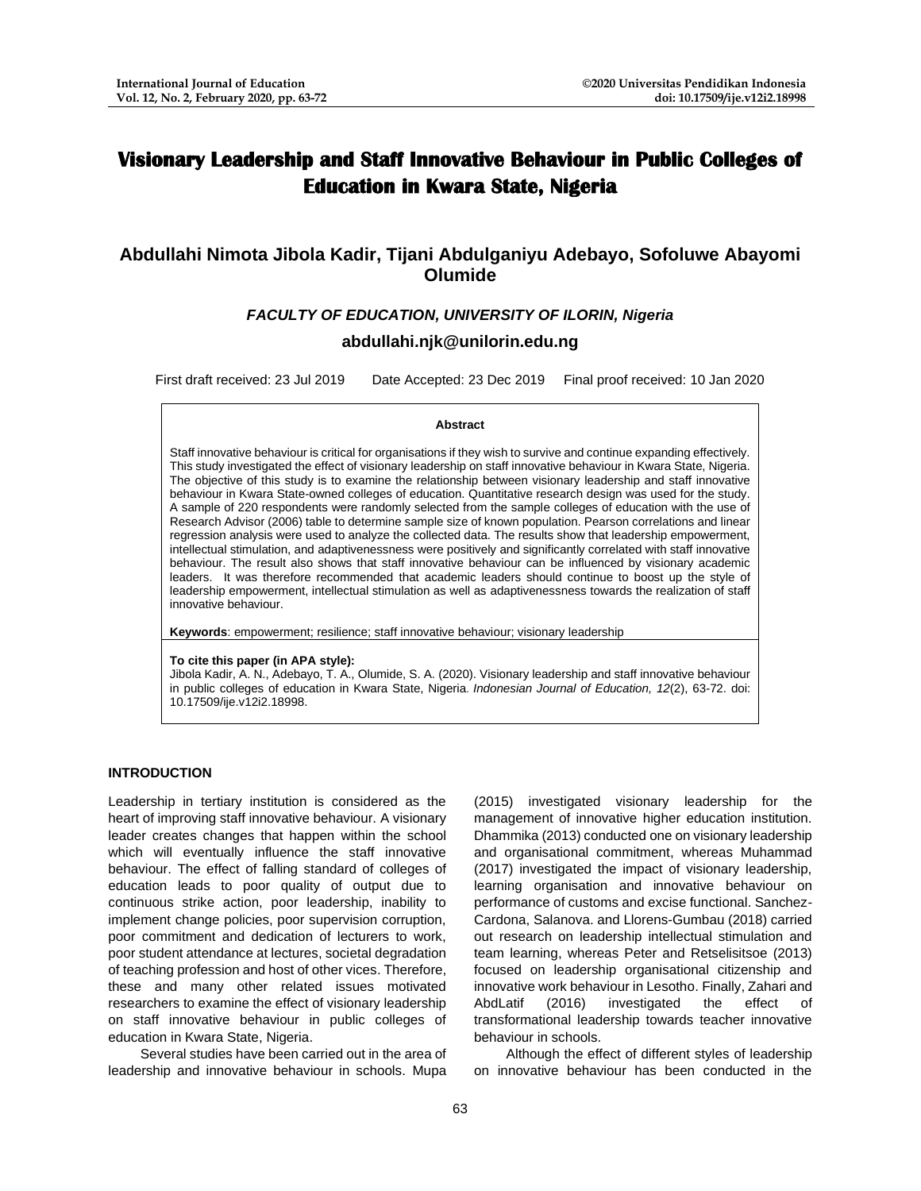# Visionary Leadership and Staff Innovative Behaviour in Public Colleges of Education in Kwara State, Nigeria

## Abdullahi Nimota Jibola Kadir, Tijani Abdulganiyu Adebayo, Sofoluwe Abayomi Olumide

***FACULTY OF EDUCATION, UNIVERSITY OF ILORIN, Nigeria***

**abdullahi.njk@unilorin.edu.ng**

First draft received: 23 Jul 2019 Date Accepted: 23 Dec 2019 Final proof received: 10 Jan 2020

**Abstract**

Staff innovative behaviour is critical for organisations if they wish to survive and continue expanding effectively. This study investigated the effect of visionary leadership on staff innovative behaviour in Kwara State, Nigeria. The objective of this study is to examine the relationship between visionary leadership and staff innovative behaviour in Kwara State-owned colleges of education. Quantitative research design was used for the study. A sample of 220 respondents were randomly selected from the sample colleges of education with the use of Research Advisor (2006) table to determine sample size of known population. Pearson correlations and linear regression analysis were used to analyze the collected data. The results show that leadership empowerment, intellectual stimulation, and adaptivenessness were positively and significantly correlated with staff innovative behaviour. The result also shows that staff innovative behaviour can be influenced by visionary academic leaders. It was therefore recommended that academic leaders should continue to boost up the style of leadership empowerment, intellectual stimulation as well as adaptivenessness towards the realization of staff innovative behaviour.

**Keywords**: empowerment; resilience; staff innovative behaviour; visionary leadership

**To cite this paper (in APA style):**
Jibola Kadir, A. N., Adebayo, T. A., Olumide, S. A. (2020). Visionary leadership and staff innovative behaviour in public colleges of education in Kwara State, Nigeria. *Indonesian Journal of Education, 12*(2), 63-72. doi: 10.17509/ije.v12i2.18998.

### INTRODUCTION

Leadership in tertiary institution is considered as the heart of improving staff innovative behaviour. A visionary leader creates changes that happen within the school which will eventually influence the staff innovative behaviour. The effect of falling standard of colleges of education leads to poor quality of output due to continuous strike action, poor leadership, inability to implement change policies, poor supervision corruption, poor commitment and dedication of lecturers to work, poor student attendance at lectures, societal degradation of teaching profession and host of other vices. Therefore, these and many other related issues motivated researchers to examine the effect of visionary leadership on staff innovative behaviour in public colleges of education in Kwara State, Nigeria.

Several studies have been carried out in the area of leadership and innovative behaviour in schools. Mupa (2015) investigated visionary leadership for the management of innovative higher education institution. Dhammika (2013) conducted one on visionary leadership and organisational commitment, whereas Muhammad (2017) investigated the impact of visionary leadership, learning organisation and innovative behaviour on performance of customs and excise functional. Sanchez-Cardona, Salanova. and Llorens-Gumbau (2018) carried out research on leadership intellectual stimulation and team learning, whereas Peter and Retselisitsoe (2013) focused on leadership organisational citizenship and innovative work behaviour in Lesotho. Finally, Zahari and AbdLatif (2016) investigated the effect of transformational leadership towards teacher innovative behaviour in schools.

Although the effect of different styles of leadership on innovative behaviour has been conducted in the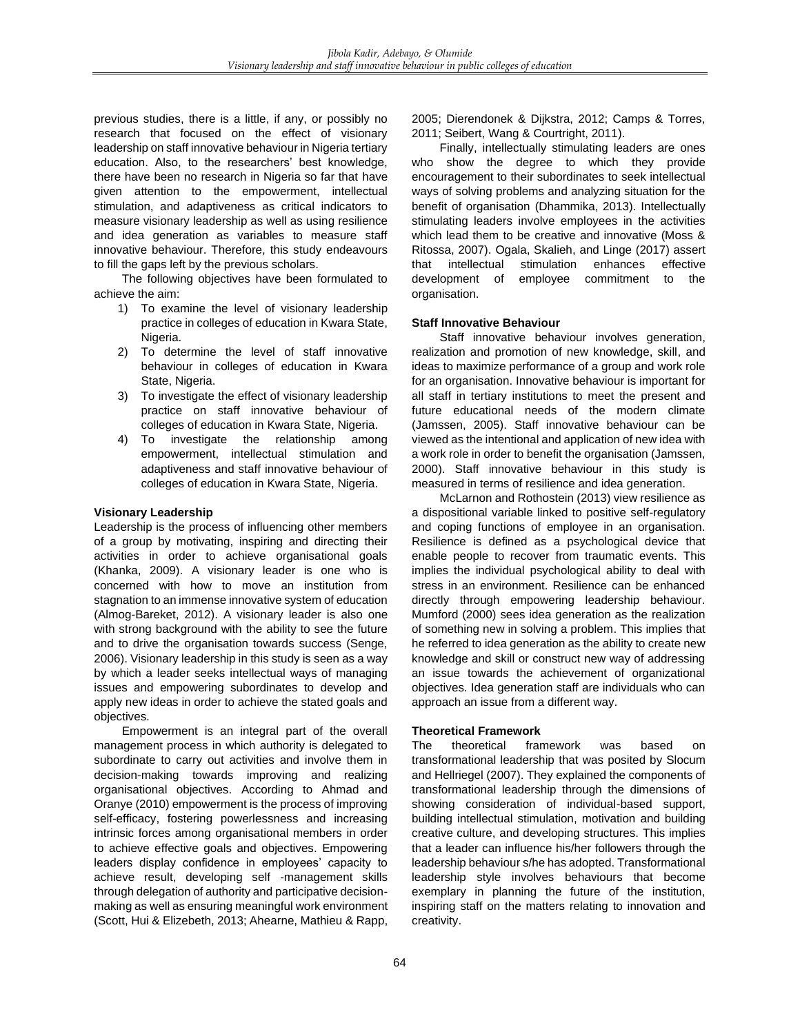previous studies, there is a little, if any, or possibly no research that focused on the effect of visionary leadership on staff innovative behaviour in Nigeria tertiary education. Also, to the researchers' best knowledge, there have been no research in Nigeria so far that have given attention to the empowerment, intellectual stimulation, and adaptiveness as critical indicators to measure visionary leadership as well as using resilience and idea generation as variables to measure staff innovative behaviour. Therefore, this study endeavours to fill the gaps left by the previous scholars.

The following objectives have been formulated to achieve the aim:

1) To examine the level of visionary leadership practice in colleges of education in Kwara State, Nigeria.
2) To determine the level of staff innovative behaviour in colleges of education in Kwara State, Nigeria.
3) To investigate the effect of visionary leadership practice on staff innovative behaviour of colleges of education in Kwara State, Nigeria.
4) To investigate the relationship among empowerment, intellectual stimulation and adaptiveness and staff innovative behaviour of colleges of education in Kwara State, Nigeria.

**Visionary Leadership**

Leadership is the process of influencing other members of a group by motivating, inspiring and directing their activities in order to achieve organisational goals (Khanka, 2009). A visionary leader is one who is concerned with how to move an institution from stagnation to an immense innovative system of education (Almog-Bareket, 2012). A visionary leader is also one with strong background with the ability to see the future and to drive the organisation towards success (Senge, 2006). Visionary leadership in this study is seen as a way by which a leader seeks intellectual ways of managing issues and empowering subordinates to develop and apply new ideas in order to achieve the stated goals and objectives.

Empowerment is an integral part of the overall management process in which authority is delegated to subordinate to carry out activities and involve them in decision-making towards improving and realizing organisational objectives. According to Ahmad and Oranye (2010) empowerment is the process of improving self-efficacy, fostering powerlessness and increasing intrinsic forces among organisational members in order to achieve effective goals and objectives. Empowering leaders display confidence in employees' capacity to achieve result, developing self -management skills through delegation of authority and participative decision-making as well as ensuring meaningful work environment (Scott, Hui & Elizebeth, 2013; Ahearne, Mathieu & Rapp, 2005; Dierendonek & Dijkstra, 2012; Camps & Torres, 2011; Seibert, Wang & Courtright, 2011).

Finally, intellectually stimulating leaders are ones who show the degree to which they provide encouragement to their subordinates to seek intellectual ways of solving problems and analyzing situation for the benefit of organisation (Dhammika, 2013). Intellectually stimulating leaders involve employees in the activities which lead them to be creative and innovative (Moss & Ritossa, 2007). Ogala, Skalieh, and Linge (2017) assert that intellectual stimulation enhances effective development of employee commitment to the organisation.

**Staff Innovative Behaviour**

Staff innovative behaviour involves generation, realization and promotion of new knowledge, skill, and ideas to maximize performance of a group and work role for an organisation. Innovative behaviour is important for all staff in tertiary institutions to meet the present and future educational needs of the modern climate (Jamssen, 2005). Staff innovative behaviour can be viewed as the intentional and application of new idea with a work role in order to benefit the organisation (Jamssen, 2000). Staff innovative behaviour in this study is measured in terms of resilience and idea generation.

McLarnon and Rothostein (2013) view resilience as a dispositional variable linked to positive self-regulatory and coping functions of employee in an organisation. Resilience is defined as a psychological device that enable people to recover from traumatic events. This implies the individual psychological ability to deal with stress in an environment. Resilience can be enhanced directly through empowering leadership behaviour. Mumford (2000) sees idea generation as the realization of something new in solving a problem. This implies that he referred to idea generation as the ability to create new knowledge and skill or construct new way of addressing an issue towards the achievement of organizational objectives. Idea generation staff are individuals who can approach an issue from a different way.

**Theoretical Framework**

The theoretical framework was based on transformational leadership that was posited by Slocum and Hellriegel (2007). They explained the components of transformational leadership through the dimensions of showing consideration of individual-based support, building intellectual stimulation, motivation and building creative culture, and developing structures. This implies that a leader can influence his/her followers through the leadership behaviour s/he has adopted. Transformational leadership style involves behaviours that become exemplary in planning the future of the institution, inspiring staff on the matters relating to innovation and creativity.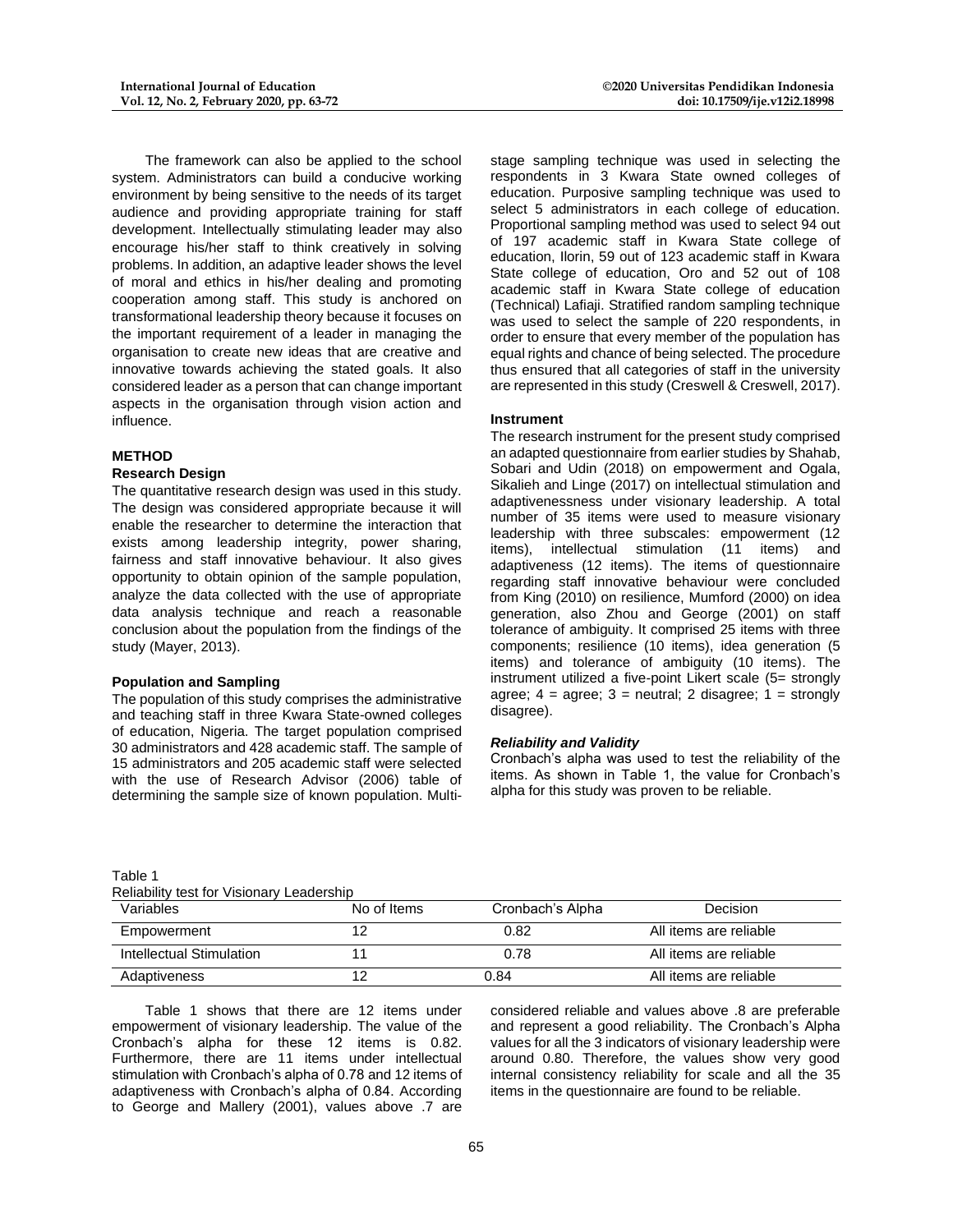The framework can also be applied to the school system. Administrators can build a conducive working environment by being sensitive to the needs of its target audience and providing appropriate training for staff development. Intellectually stimulating leader may also encourage his/her staff to think creatively in solving problems. In addition, an adaptive leader shows the level of moral and ethics in his/her dealing and promoting cooperation among staff. This study is anchored on transformational leadership theory because it focuses on the important requirement of a leader in managing the organisation to create new ideas that are creative and innovative towards achieving the stated goals. It also considered leader as a person that can change important aspects in the organisation through vision action and influence.

## METHOD

### Research Design

The quantitative research design was used in this study. The design was considered appropriate because it will enable the researcher to determine the interaction that exists among leadership integrity, power sharing, fairness and staff innovative behaviour. It also gives opportunity to obtain opinion of the sample population, analyze the data collected with the use of appropriate data analysis technique and reach a reasonable conclusion about the population from the findings of the study (Mayer, 2013).

### Population and Sampling

The population of this study comprises the administrative and teaching staff in three Kwara State-owned colleges of education, Nigeria. The target population comprised 30 administrators and 428 academic staff. The sample of 15 administrators and 205 academic staff were selected with the use of Research Advisor (2006) table of determining the sample size of known population. Multi-stage sampling technique was used in selecting the respondents in 3 Kwara State owned colleges of education. Purposive sampling technique was used to select 5 administrators in each college of education. Proportional sampling method was used to select 94 out of 197 academic staff in Kwara State college of education, Ilorin, 59 out of 123 academic staff in Kwara State college of education, Oro and 52 out of 108 academic staff in Kwara State college of education (Technical) Lafiaji. Stratified random sampling technique was used to select the sample of 220 respondents, in order to ensure that every member of the population has equal rights and chance of being selected. The procedure thus ensured that all categories of staff in the university are represented in this study (Creswell & Creswell, 2017).

### Instrument

The research instrument for the present study comprised an adapted questionnaire from earlier studies by Shahab, Sobari and Udin (2018) on empowerment and Ogala, Sikalieh and Linge (2017) on intellectual stimulation and adaptivenessness under visionary leadership. A total number of 35 items were used to measure visionary leadership with three subscales: empowerment (12 items), intellectual stimulation (11 items) and adaptiveness (12 items). The items of questionnaire regarding staff innovative behaviour were concluded from King (2010) on resilience, Mumford (2000) on idea generation, also Zhou and George (2001) on staff tolerance of ambiguity. It comprised 25 items with three components; resilience (10 items), idea generation (5 items) and tolerance of ambiguity (10 items). The instrument utilized a five-point Likert scale (5= strongly agree; 4 = agree; 3 = neutral; 2 disagree; 1 = strongly disagree).

#### *Reliability and Validity*

Cronbach's alpha was used to test the reliability of the items. As shown in Table 1, the value for Cronbach's alpha for this study was proven to be reliable.

Table 1
Reliability test for Visionary Leadership

| Variables | No of Items | Cronbach's Alpha | Decision |
|---|---|---|---|
| Empowerment | 12 | 0.82 | All items are reliable |
| Intellectual Stimulation | 11 | 0.78 | All items are reliable |
| Adaptiveness | 12 | 0.84 | All items are reliable |

Table 1 shows that there are 12 items under empowerment of visionary leadership. The value of the Cronbach's alpha for these 12 items is 0.82. Furthermore, there are 11 items under intellectual stimulation with Cronbach's alpha of 0.78 and 12 items of adaptiveness with Cronbach's alpha of 0.84. According to George and Mallery (2001), values above .7 are considered reliable and values above .8 are preferable and represent a good reliability. The Cronbach's Alpha values for all the 3 indicators of visionary leadership were around 0.80. Therefore, the values show very good internal consistency reliability for scale and all the 35 items in the questionnaire are found to be reliable.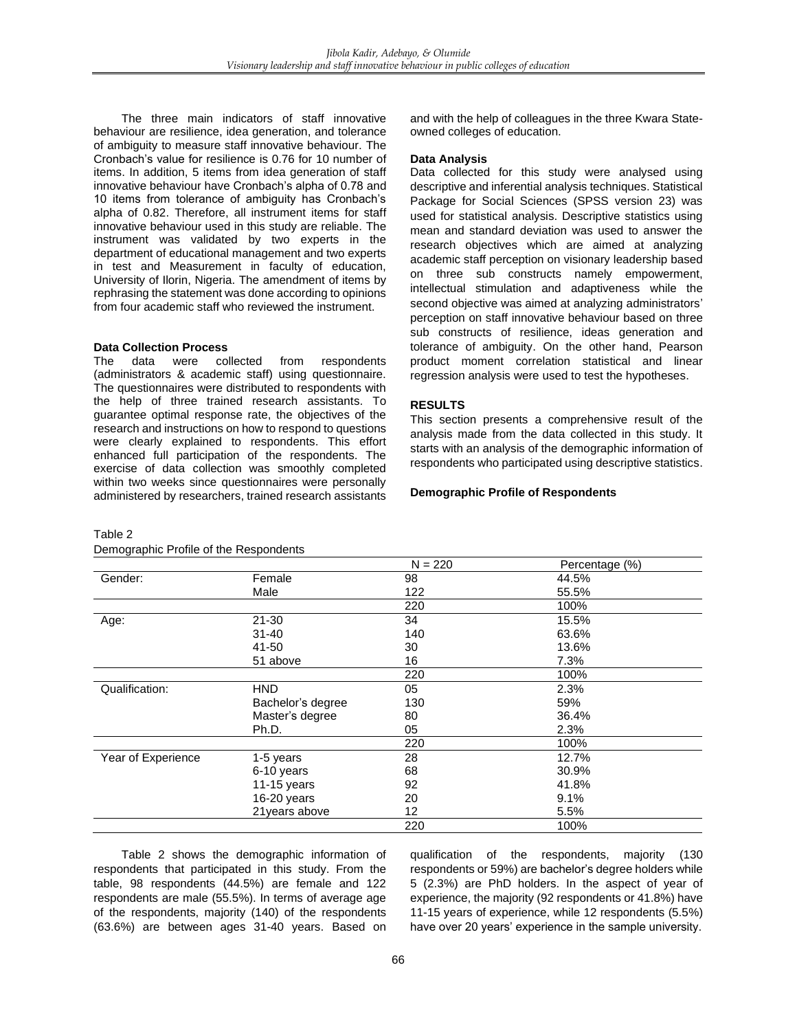The three main indicators of staff innovative behaviour are resilience, idea generation, and tolerance of ambiguity to measure staff innovative behaviour. The Cronbach's value for resilience is 0.76 for 10 number of items. In addition, 5 items from idea generation of staff innovative behaviour have Cronbach's alpha of 0.78 and 10 items from tolerance of ambiguity has Cronbach's alpha of 0.82. Therefore, all instrument items for staff innovative behaviour used in this study are reliable. The instrument was validated by two experts in the department of educational management and two experts in test and Measurement in faculty of education, University of Ilorin, Nigeria. The amendment of items by rephrasing the statement was done according to opinions from four academic staff who reviewed the instrument.

**Data Collection Process**

The data were collected from respondents (administrators & academic staff) using questionnaire. The questionnaires were distributed to respondents with the help of three trained research assistants. To guarantee optimal response rate, the objectives of the research and instructions on how to respond to questions were clearly explained to respondents. This effort enhanced full participation of the respondents. The exercise of data collection was smoothly completed within two weeks since questionnaires were personally administered by researchers, trained research assistants and with the help of colleagues in the three Kwara State-owned colleges of education.

**Data Analysis**

Data collected for this study were analysed using descriptive and inferential analysis techniques. Statistical Package for Social Sciences (SPSS version 23) was used for statistical analysis. Descriptive statistics using mean and standard deviation was used to answer the research objectives which are aimed at analyzing academic staff perception on visionary leadership based on three sub constructs namely empowerment, intellectual stimulation and adaptiveness while the second objective was aimed at analyzing administrators' perception on staff innovative behaviour based on three sub constructs of resilience, ideas generation and tolerance of ambiguity. On the other hand, Pearson product moment correlation statistical and linear regression analysis were used to test the hypotheses.

## RESULTS

This section presents a comprehensive result of the analysis made from the data collected in this study. It starts with an analysis of the demographic information of respondents who participated using descriptive statistics.

**Demographic Profile of Respondents**

Table 2

Demographic Profile of the Respondents

| | | N = 220 | Percentage (%) |
|---|---|---|---|
| Gender: | Female | 98 | 44.5% |
| | Male | 122 | 55.5% |
| | | 220 | 100% |
| Age: | 21-30 | 34 | 15.5% |
| | 31-40 | 140 | 63.6% |
| | 41-50 | 30 | 13.6% |
| | 51 above | 16 | 7.3% |
| | | 220 | 100% |
| Qualification: | HND | 05 | 2.3% |
| | Bachelor's degree | 130 | 59% |
| | Master's degree | 80 | 36.4% |
| | Ph.D. | 05 | 2.3% |
| | | 220 | 100% |
| Year of Experience | 1-5 years | 28 | 12.7% |
| | 6-10 years | 68 | 30.9% |
| | 11-15 years | 92 | 41.8% |
| | 16-20 years | 20 | 9.1% |
| | 21years above | 12 | 5.5% |
| | | 220 | 100% |

Table 2 shows the demographic information of respondents that participated in this study. From the table, 98 respondents (44.5%) are female and 122 respondents are male (55.5%). In terms of average age of the respondents, majority (140) of the respondents (63.6%) are between ages 31-40 years. Based on qualification of the respondents, majority (130 respondents or 59%) are bachelor's degree holders while 5 (2.3%) are PhD holders. In the aspect of year of experience, the majority (92 respondents or 41.8%) have 11-15 years of experience, while 12 respondents (5.5%) have over 20 years' experience in the sample university.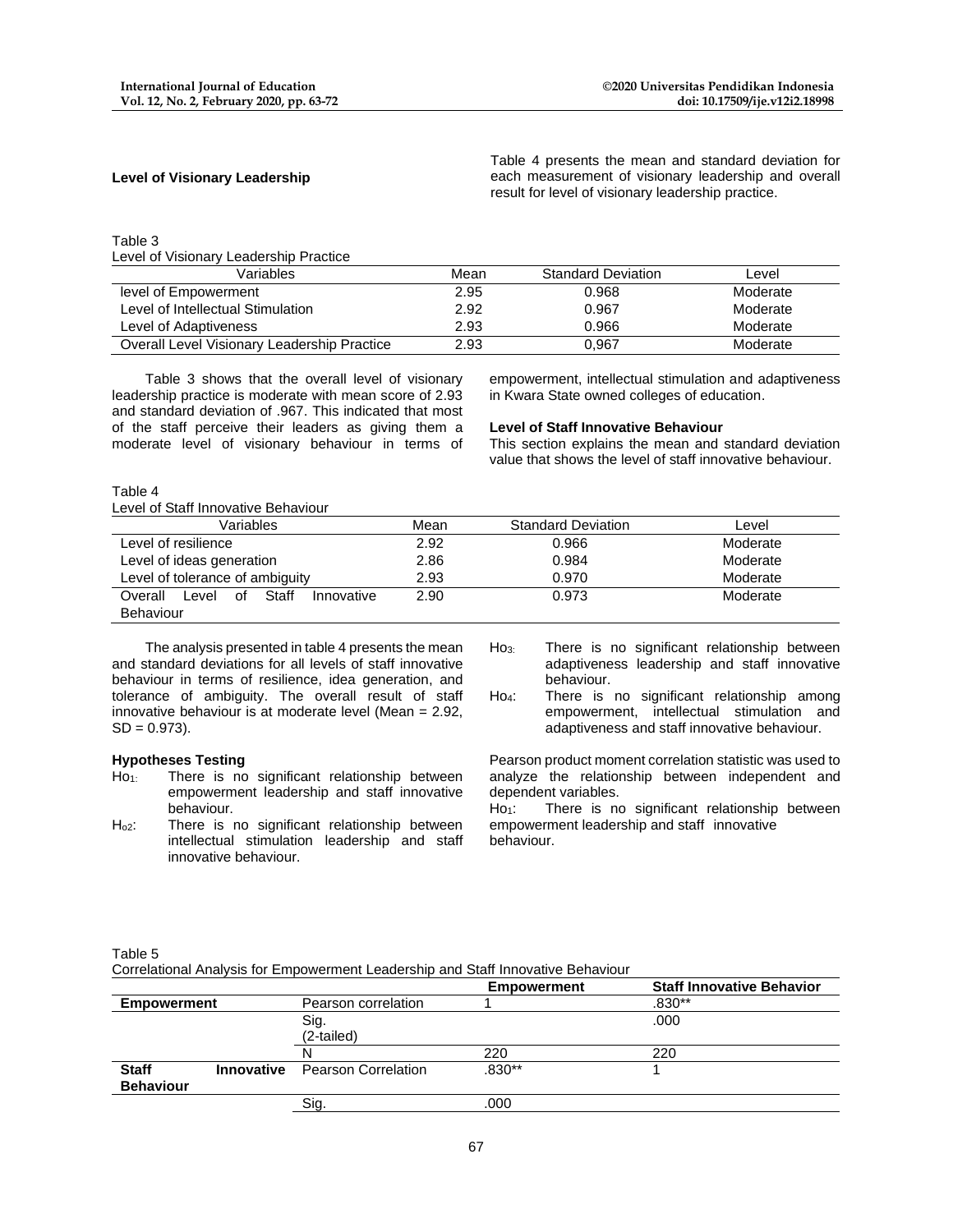### Level of Visionary Leadership

Table 4 presents the mean and standard deviation for each measurement of visionary leadership and overall result for level of visionary leadership practice.

Table 3
Level of Visionary Leadership Practice

| Variables | Mean | Standard Deviation | Level |
|---|---|---|---|
| level of Empowerment | 2.95 | 0.968 | Moderate |
| Level of Intellectual Stimulation | 2.92 | 0.967 | Moderate |
| Level of Adaptiveness | 2.93 | 0.966 | Moderate |
| Overall Level Visionary Leadership Practice | 2.93 | 0,967 | Moderate |

Table 3 shows that the overall level of visionary leadership practice is moderate with mean score of 2.93 and standard deviation of .967. This indicated that most of the staff perceive their leaders as giving them a moderate level of visionary behaviour in terms of empowerment, intellectual stimulation and adaptiveness in Kwara State owned colleges of education.

### Level of Staff Innovative Behaviour

This section explains the mean and standard deviation value that shows the level of staff innovative behaviour.

Table 4
Level of Staff Innovative Behaviour

| Variables | Mean | Standard Deviation | Level |
|---|---|---|---|
| Level of resilience | 2.92 | 0.966 | Moderate |
| Level of ideas generation | 2.86 | 0.984 | Moderate |
| Level of tolerance of ambiguity | 2.93 | 0.970 | Moderate |
| Overall Level of Staff Innovative Behaviour | 2.90 | 0.973 | Moderate |

The analysis presented in table 4 presents the mean and standard deviations for all levels of staff innovative behaviour in terms of resilience, idea generation, and tolerance of ambiguity. The overall result of staff innovative behaviour is at moderate level (Mean = 2.92, SD = 0.973).

### Hypotheses Testing

- $Ho_1$: There is no significant relationship between empowerment leadership and staff innovative behaviour.
- $H_{o2}$: There is no significant relationship between intellectual stimulation leadership and staff innovative behaviour.
- $Ho_3$: There is no significant relationship between adaptiveness leadership and staff innovative behaviour.
- $Ho_4$: There is no significant relationship among empowerment, intellectual stimulation and adaptiveness and staff innovative behaviour.

Pearson product moment correlation statistic was used to analyze the relationship between independent and dependent variables.

$Ho_1$: There is no significant relationship between empowerment leadership and staff innovative behaviour.

Table 5
Correlational Analysis for Empowerment Leadership and Staff Innovative Behaviour

| | | Empowerment | Staff Innovative Behavior |
|---|---|---|---|
| **Empowerment** | Pearson correlation | 1 | .830** |
| | Sig. (2-tailed) | | .000 |
| | N | 220 | 220 |
| **Staff Innovative Behaviour** | Pearson Correlation | .830** | 1 |
| | Sig. | .000 | |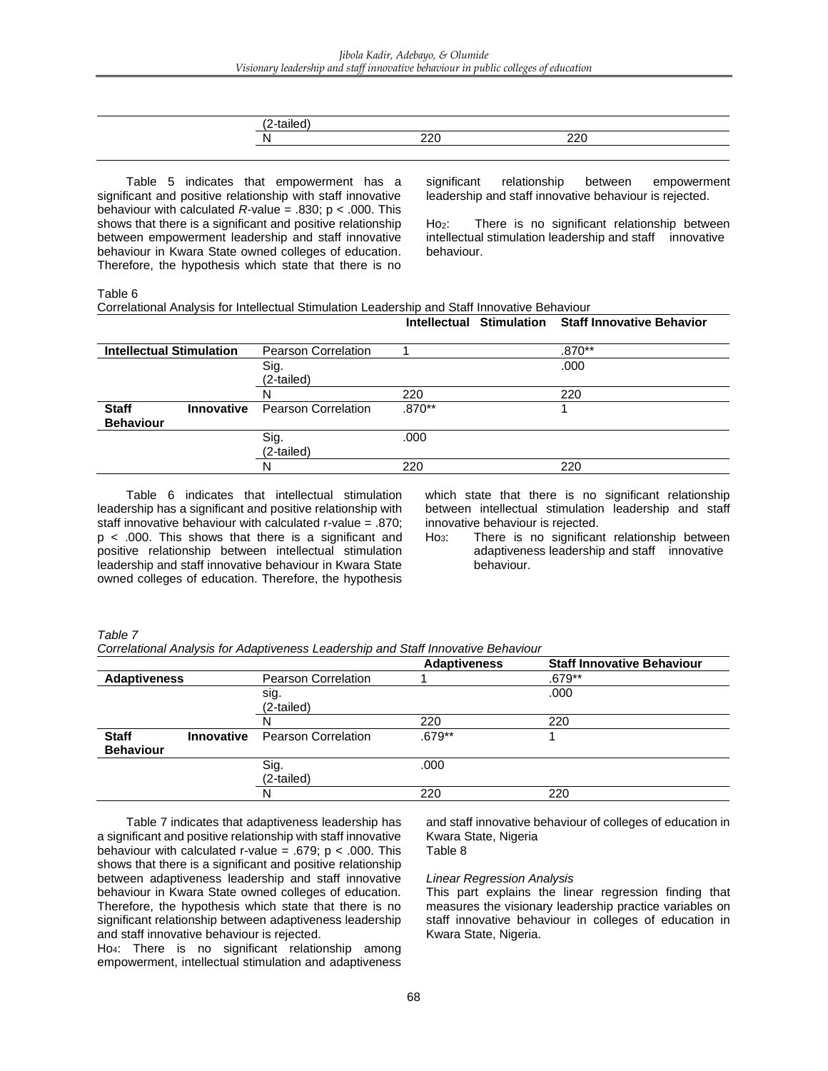| | | | |
|---|---|---|---|
| | (2-tailed) | | |
| | N | 220 | 220 |

Table 5 indicates that empowerment has a significant and positive relationship with staff innovative behaviour with calculated *R*-value = .830; p < .000. This shows that there is a significant and positive relationship between empowerment leadership and staff innovative behaviour in Kwara State owned colleges of education. Therefore, the hypothesis which state that there is no significant relationship between empowerment leadership and staff innovative behaviour is rejected.

$Ho_2$: There is no significant relationship between intellectual stimulation leadership and staff innovative behaviour.

Table 6

Correlational Analysis for Intellectual Stimulation Leadership and Staff Innovative Behaviour

| | | Intellectual Stimulation | Staff Innovative Behavior |
|---|---|---|---|
| **Intellectual Stimulation** | Pearson Correlation | 1 | .870** |
| | Sig. (2-tailed) | | .000 |
| | N | 220 | 220 |
| **Staff Innovative Behaviour** | Pearson Correlation | .870** | 1 |
| | Sig. (2-tailed) | .000 | |
| | N | 220 | 220 |

Table 6 indicates that intellectual stimulation leadership has a significant and positive relationship with staff innovative behaviour with calculated r-value = .870; p < .000. This shows that there is a significant and positive relationship between intellectual stimulation leadership and staff innovative behaviour in Kwara State owned colleges of education. Therefore, the hypothesis which state that there is no significant relationship between intellectual stimulation leadership and staff innovative behaviour is rejected.

$Ho_3$: There is no significant relationship between adaptiveness leadership and staff innovative behaviour.

*Table 7*

*Correlational Analysis for Adaptiveness Leadership and Staff Innovative Behaviour*

| | | Adaptiveness | Staff Innovative Behaviour |
|---|---|---|---|
| **Adaptiveness** | Pearson Correlation | 1 | .679** |
| | sig. (2-tailed) | | .000 |
| | N | 220 | 220 |
| **Staff Innovative Behaviour** | Pearson Correlation | .679** | 1 |
| | Sig. (2-tailed) | .000 | |
| | N | 220 | 220 |

Table 7 indicates that adaptiveness leadership has a significant and positive relationship with staff innovative behaviour with calculated r-value = .679; p < .000. This shows that there is a significant and positive relationship between adaptiveness leadership and staff innovative behaviour in Kwara State owned colleges of education. Therefore, the hypothesis which state that there is no significant relationship between adaptiveness leadership and staff innovative behaviour is rejected.

$Ho_4$: There is no significant relationship among empowerment, intellectual stimulation and adaptiveness and staff innovative behaviour of colleges of education in Kwara State, Nigeria

Table 8

*Linear Regression Analysis*

This part explains the linear regression finding that measures the visionary leadership practice variables on staff innovative behaviour in colleges of education in Kwara State, Nigeria.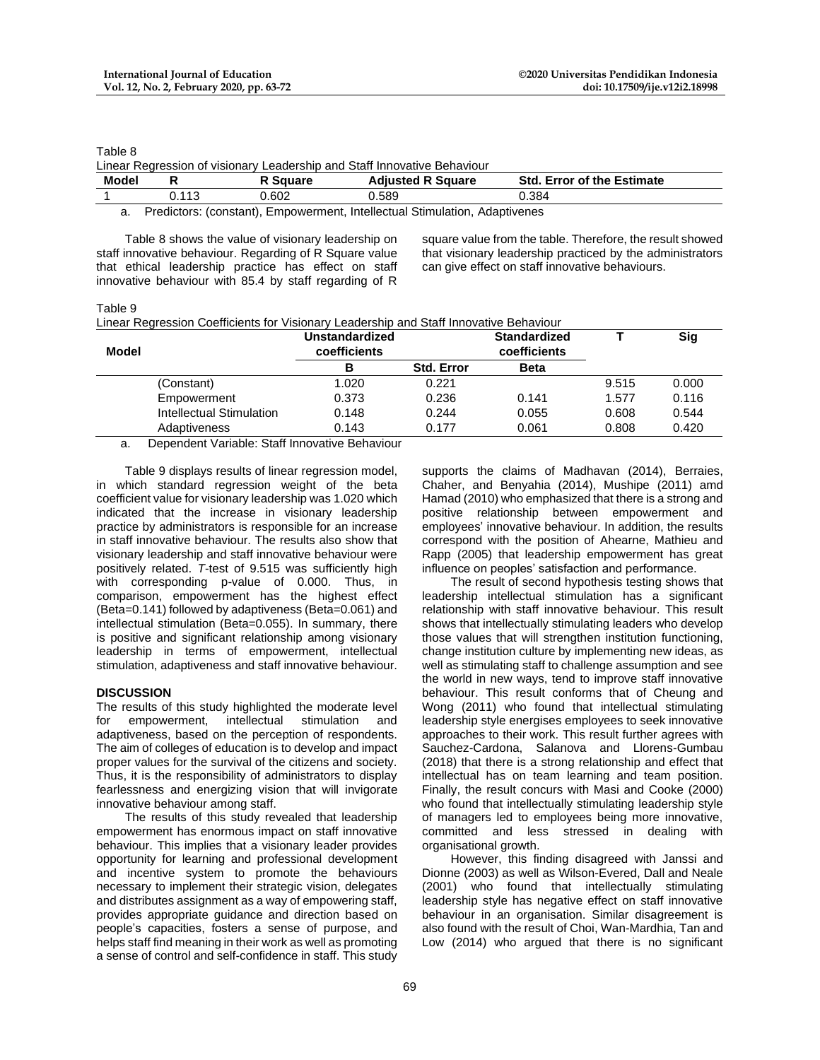Table 8

Linear Regression of visionary Leadership and Staff Innovative Behaviour

| Model | R | R Square | Adjusted R Square | Std. Error of the Estimate |
|---|---|---|---|---|
| 1 | 0.113 | 0.602 | 0.589 | 0.384 |

a. Predictors: (constant), Empowerment, Intellectual Stimulation, Adaptivenes

Table 8 shows the value of visionary leadership on staff innovative behaviour. Regarding of R Square value that ethical leadership practice has effect on staff innovative behaviour with 85.4 by staff regarding of R square value from the table. Therefore, the result showed that visionary leadership practiced by the administrators can give effect on staff innovative behaviours.

Table 9

Linear Regression Coefficients for Visionary Leadership and Staff Innovative Behaviour

| Model | Unstandardized coefficients | | Standardized coefficients | T | Sig |
|---|---|---|---|---|---|
| | B | Std. Error | Beta | | |
| (Constant) | 1.020 | 0.221 | | 9.515 | 0.000 |
| Empowerment | 0.373 | 0.236 | 0.141 | 1.577 | 0.116 |
| Intellectual Stimulation | 0.148 | 0.244 | 0.055 | 0.608 | 0.544 |
| Adaptiveness | 0.143 | 0.177 | 0.061 | 0.808 | 0.420 |

a. Dependent Variable: Staff Innovative Behaviour

Table 9 displays results of linear regression model, in which standard regression weight of the beta coefficient value for visionary leadership was 1.020 which indicated that the increase in visionary leadership practice by administrators is responsible for an increase in staff innovative behaviour. The results also show that visionary leadership and staff innovative behaviour were positively related. *T*-test of 9.515 was sufficiently high with corresponding p-value of 0.000. Thus, in comparison, empowerment has the highest effect (Beta=0.141) followed by adaptiveness (Beta=0.061) and intellectual stimulation (Beta=0.055). In summary, there is positive and significant relationship among visionary leadership in terms of empowerment, intellectual stimulation, adaptiveness and staff innovative behaviour.

## DISCUSSION

The results of this study highlighted the moderate level for empowerment, intellectual stimulation and adaptiveness, based on the perception of respondents. The aim of colleges of education is to develop and impact proper values for the survival of the citizens and society. Thus, it is the responsibility of administrators to display fearlessness and energizing vision that will invigorate innovative behaviour among staff.

The results of this study revealed that leadership empowerment has enormous impact on staff innovative behaviour. This implies that a visionary leader provides opportunity for learning and professional development and incentive system to promote the behaviours necessary to implement their strategic vision, delegates and distributes assignment as a way of empowering staff, provides appropriate guidance and direction based on people's capacities, fosters a sense of purpose, and helps staff find meaning in their work as well as promoting a sense of control and self-confidence in staff. This study supports the claims of Madhavan (2014), Berraies, Chaher, and Benyahia (2014), Mushipe (2011) amd Hamad (2010) who emphasized that there is a strong and positive relationship between empowerment and employees' innovative behaviour. In addition, the results correspond with the position of Ahearne, Mathieu and Rapp (2005) that leadership empowerment has great influence on peoples' satisfaction and performance.

The result of second hypothesis testing shows that leadership intellectual stimulation has a significant relationship with staff innovative behaviour. This result shows that intellectually stimulating leaders who develop those values that will strengthen institution functioning, change institution culture by implementing new ideas, as well as stimulating staff to challenge assumption and see the world in new ways, tend to improve staff innovative behaviour. This result conforms that of Cheung and Wong (2011) who found that intellectual stimulating leadership style energises employees to seek innovative approaches to their work. This result further agrees with Sauchez-Cardona, Salanova and Llorens-Gumbau (2018) that there is a strong relationship and effect that intellectual has on team learning and team position. Finally, the result concurs with Masi and Cooke (2000) who found that intellectually stimulating leadership style of managers led to employees being more innovative, committed and less stressed in dealing with organisational growth.

However, this finding disagreed with Janssi and Dionne (2003) as well as Wilson-Evered, Dall and Neale (2001) who found that intellectually stimulating leadership style has negative effect on staff innovative behaviour in an organisation. Similar disagreement is also found with the result of Choi, Wan-Mardhia, Tan and Low (2014) who argued that there is no significant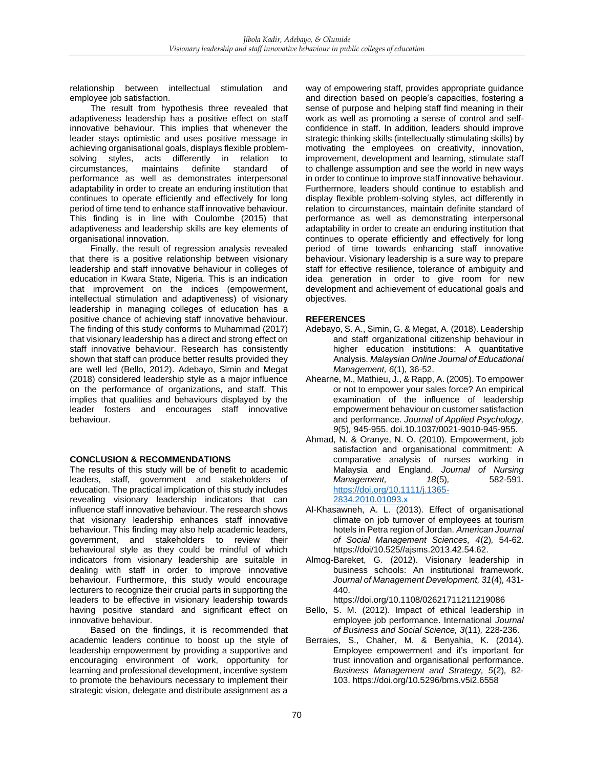relationship between intellectual stimulation and employee job satisfaction.

The result from hypothesis three revealed that adaptiveness leadership has a positive effect on staff innovative behaviour. This implies that whenever the leader stays optimistic and uses positive message in achieving organisational goals, displays flexible problem-solving styles, acts differently in relation to circumstances, maintains definite standard of performance as well as demonstrates interpersonal adaptability in order to create an enduring institution that continues to operate efficiently and effectively for long period of time tend to enhance staff innovative behaviour. This finding is in line with Coulombe (2015) that adaptiveness and leadership skills are key elements of organisational innovation.

Finally, the result of regression analysis revealed that there is a positive relationship between visionary leadership and staff innovative behaviour in colleges of education in Kwara State, Nigeria. This is an indication that improvement on the indices (empowerment, intellectual stimulation and adaptiveness) of visionary leadership in managing colleges of education has a positive chance of achieving staff innovative behaviour. The finding of this study conforms to Muhammad (2017) that visionary leadership has a direct and strong effect on staff innovative behaviour. Research has consistently shown that staff can produce better results provided they are well led (Bello, 2012). Adebayo, Simin and Megat (2018) considered leadership style as a major influence on the performance of organizations, and staff. This implies that qualities and behaviours displayed by the leader fosters and encourages staff innovative behaviour.

## CONCLUSION & RECOMMENDATIONS

The results of this study will be of benefit to academic leaders, staff, government and stakeholders of education. The practical implication of this study includes revealing visionary leadership indicators that can influence staff innovative behaviour. The research shows that visionary leadership enhances staff innovative behaviour. This finding may also help academic leaders, government, and stakeholders to review their behavioural style as they could be mindful of which indicators from visionary leadership are suitable in dealing with staff in order to improve innovative behaviour. Furthermore, this study would encourage lecturers to recognize their crucial parts in supporting the leaders to be effective in visionary leadership towards having positive standard and significant effect on innovative behaviour.

Based on the findings, it is recommended that academic leaders continue to boost up the style of leadership empowerment by providing a supportive and encouraging environment of work, opportunity for learning and professional development, incentive system to promote the behaviours necessary to implement their strategic vision, delegate and distribute assignment as a way of empowering staff, provides appropriate guidance and direction based on people's capacities, fostering a sense of purpose and helping staff find meaning in their work as well as promoting a sense of control and self-confidence in staff. In addition, leaders should improve strategic thinking skills (intellectually stimulating skills) by motivating the employees on creativity, innovation, improvement, development and learning, stimulate staff to challenge assumption and see the world in new ways in order to continue to improve staff innovative behaviour. Furthermore, leaders should continue to establish and display flexible problem-solving styles, act differently in relation to circumstances, maintain definite standard of performance as well as demonstrating interpersonal adaptability in order to create an enduring institution that continues to operate efficiently and effectively for long period of time towards enhancing staff innovative behaviour. Visionary leadership is a sure way to prepare staff for effective resilience, tolerance of ambiguity and idea generation in order to give room for new development and achievement of educational goals and objectives.

## REFERENCES

Adebayo, S. A., Simin, G. & Megat, A. (2018). Leadership and staff organizational citizenship behaviour in higher education institutions: A quantitative Analysis. *Malaysian Online Journal of Educational Management, 6*(1)*,* 36-52.

Ahearne, M., Mathieu, J., & Rapp, A. (2005). To empower or not to empower your sales force? An empirical examination of the influence of leadership empowerment behaviour on customer satisfaction and performance. *Journal of Applied Psychology, 9*(5)*,* 945-955. doi.10.1037/0021-9010-945-955.

Ahmad, N. & Oranye, N. O. (2010). Empowerment, job satisfaction and organisational commitment: A comparative analysis of nurses working in Malaysia and England. *Journal of Nursing Management, 18*(5)*,* 582-591. https://doi.org/10.1111/j.1365-2834.2010.01093.x

Al-Khasawneh, A. L. (2013). Effect of organisational climate on job turnover of employees at tourism hotels in Petra region of Jordan. *American Journal of Social Management Sciences, 4*(2)*,* 54-62. https://doi/10.525//ajsms.2013.42.54.62.

Almog-Bareket, G. (2012). Visionary leadership in business schools: An institutional framework. *Journal of Management Development, 31*(4)*,* 431-440. https://doi.org/10.1108/02621711211219086

Bello, S. M. (2012). Impact of ethical leadership in employee job performance. International *Journal of Business and Social Science, 3*(11)*,* 228-236.

Berraies, S., Chaher, M. & Benyahia, K. (2014). Employee empowerment and it's important for trust innovation and organisational performance. *Business Management and Strategy, 5*(2)*,* 82-103. https://doi.org/10.5296/bms.v5i2.6558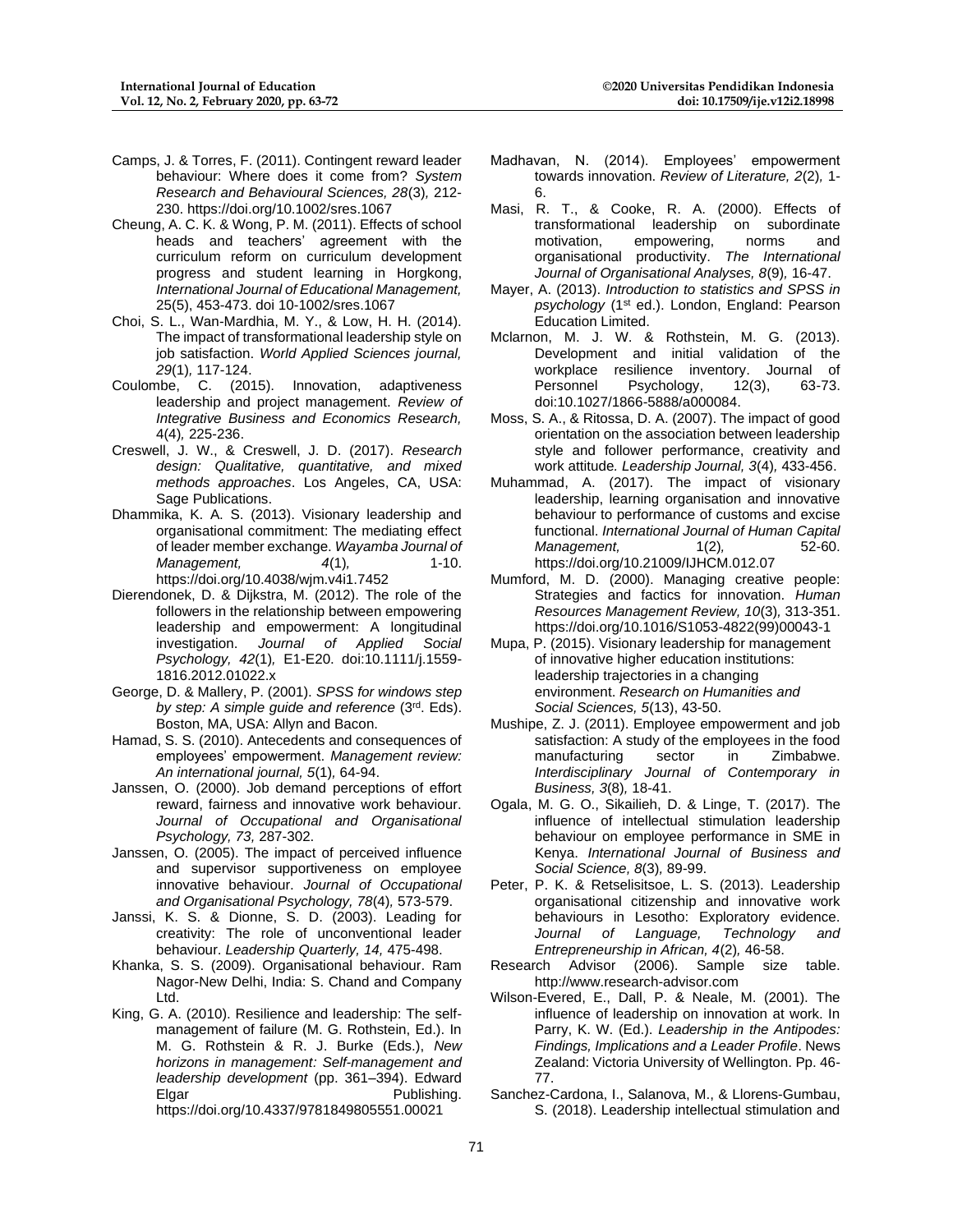Camps, J. & Torres, F. (2011). Contingent reward leader behaviour: Where does it come from? *System Research and Behavioural Sciences, 28*(3)*,* 212-230. https://doi.org/10.1002/sres.1067

Cheung, A. C. K. & Wong, P. M. (2011). Effects of school heads and teachers' agreement with the curriculum reform on curriculum development progress and student learning in Horgkong, *International Journal of Educational Management,* 25(5), 453-473. doi 10-1002/sres.1067

Choi, S. L., Wan-Mardhia, M. Y., & Low, H. H. (2014). The impact of transformational leadership style on job satisfaction. *World Applied Sciences journal, 29*(1)*,* 117-124.

Coulombe, C. (2015). Innovation, adaptiveness leadership and project management. *Review of Integrative Business and Economics Research,* 4(4)*,* 225-236.

Creswell, J. W., & Creswell, J. D. (2017). *Research design: Qualitative, quantitative, and mixed methods approaches*. Los Angeles, CA, USA: Sage Publications.

Dhammika, K. A. S. (2013). Visionary leadership and organisational commitment: The mediating effect of leader member exchange. *Wayamba Journal of Management, 4*(1)*,* 1-10. https://doi.org/10.4038/wjm.v4i1.7452

Dierendonek, D. & Dijkstra, M. (2012). The role of the followers in the relationship between empowering leadership and empowerment: A longitudinal investigation. *Journal of Applied Social Psychology, 42*(1)*,* E1-E20. doi:10.1111/j.1559-1816.2012.01022.x

George, D. & Mallery, P. (2001). *SPSS for windows step by step: A simple guide and reference* (3rd. Eds). Boston, MA, USA: Allyn and Bacon.

Hamad, S. S. (2010). Antecedents and consequences of employees' empowerment. *Management review: An international journal, 5*(1)*,* 64-94.

Janssen, O. (2000). Job demand perceptions of effort reward, fairness and innovative work behaviour. *Journal of Occupational and Organisational Psychology, 73,* 287-302.

Janssen, O. (2005). The impact of perceived influence and supervisor supportiveness on employee innovative behaviour. *Journal of Occupational and Organisational Psychology, 78*(4)*,* 573-579.

Janssi, K. S. & Dionne, S. D. (2003). Leading for creativity: The role of unconventional leader behaviour. *Leadership Quarterly, 14,* 475-498.

Khanka, S. S. (2009). Organisational behaviour. Ram Nagor-New Delhi, India: S. Chand and Company Ltd.

King, G. A. (2010). Resilience and leadership: The self-management of failure (M. G. Rothstein, Ed.). In M. G. Rothstein & R. J. Burke (Eds.), *New horizons in management: Self-management and leadership development* (pp. 361–394). Edward Elgar Publishing. https://doi.org/10.4337/9781849805551.00021

Madhavan, N. (2014). Employees' empowerment towards innovation. *Review of Literature, 2*(2)*,* 1-6.

Masi, R. T., & Cooke, R. A. (2000). Effects of transformational leadership on subordinate motivation, empowering, norms and organisational productivity. *The International Journal of Organisational Analyses, 8*(9)*,* 16-47.

Mayer, A. (2013). *Introduction to statistics and SPSS in psychology* (1st ed.). London, England: Pearson Education Limited.

Mclarnon, M. J. W. & Rothstein, M. G. (2013). Development and initial validation of the workplace resilience inventory. Journal of Personnel Psychology, 12(3), 63-73. doi:10.1027/1866-5888/a000084.

Moss, S. A., & Ritossa, D. A. (2007). The impact of good orientation on the association between leadership style and follower performance, creativity and work attitude*. Leadership Journal, 3*(4)*,* 433-456.

Muhammad, A. (2017). The impact of visionary leadership, learning organisation and innovative behaviour to performance of customs and excise functional. *International Journal of Human Capital Management,* 1(2)*,* 52-60. https://doi.org/10.21009/IJHCM.012.07

Mumford, M. D. (2000). Managing creative people: Strategies and factics for innovation. *Human Resources Management Review, 10*(3)*,* 313-351. https://doi.org/10.1016/S1053-4822(99)00043-1

Mupa, P. (2015). Visionary leadership for management of innovative higher education institutions: leadership trajectories in a changing environment. *Research on Humanities and Social Sciences, 5*(13), 43-50.

Mushipe, Z. J. (2011). Employee empowerment and job satisfaction: A study of the employees in the food manufacturing sector in Zimbabwe. *Interdisciplinary Journal of Contemporary in Business, 3*(8)*,* 18-41.

Ogala, M. G. O., Sikailieh, D. & Linge, T. (2017). The influence of intellectual stimulation leadership behaviour on employee performance in SME in Kenya. *International Journal of Business and Social Science, 8*(3)*,* 89-99.

Peter, P. K. & Retselisitsoe, L. S. (2013). Leadership organisational citizenship and innovative work behaviours in Lesotho: Exploratory evidence. *Journal of Language, Technology and Entrepreneurship in African, 4*(2)*,* 46-58.

Research Advisor (2006). Sample size table. http://www.research-advisor.com

Wilson-Evered, E., Dall, P. & Neale, M. (2001). The influence of leadership on innovation at work. In Parry, K. W. (Ed.). *Leadership in the Antipodes: Findings, Implications and a Leader Profile*. News Zealand: Victoria University of Wellington. Pp. 46-77.

Sanchez-Cardona, I., Salanova, M., & Llorens-Gumbau, S. (2018). Leadership intellectual stimulation and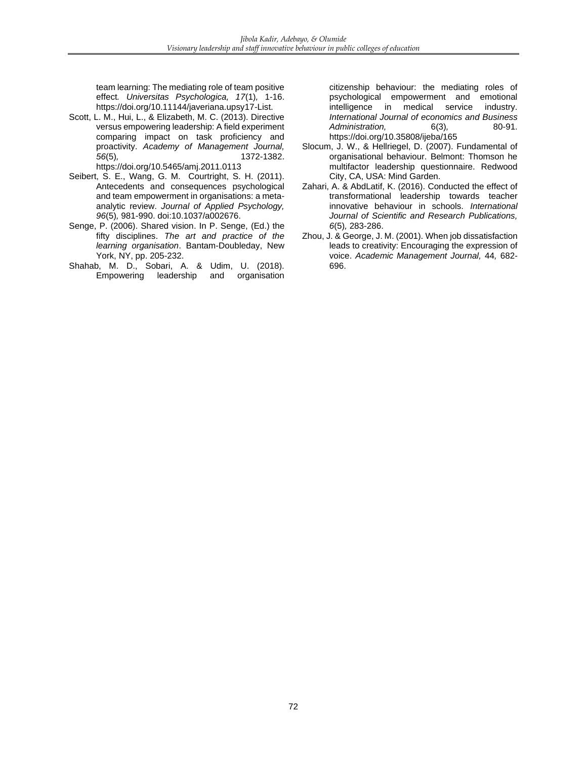team learning: The mediating role of team positive effect*. Universitas Psychologica, 17*(1)*,* 1-16. https://doi.org/10.11144/javeriana.upsy17-List.

Scott, L. M., Hui, L., & Elizabeth, M. C. (2013). Directive versus empowering leadership: A field experiment comparing impact on task proficiency and proactivity. *Academy of Management Journal, 56*(5)*,* 1372-1382. https://doi.org/10.5465/amj.2011.0113

Seibert, S. E., Wang, G. M. Courtright, S. H. (2011). Antecedents and consequences psychological and team empowerment in organisations: a meta-analytic review. *Journal of Applied Psychology, 96*(5)*,* 981-990. doi:10.1037/a002676.

Senge, P. (2006). Shared vision. In P. Senge, (Ed.) the fifty disciplines. *The art and practice of the learning organisation*. Bantam-Doubleday, New York, NY, pp. 205-232.

Shahab, M. D., Sobari, A. & Udim, U. (2018). Empowering leadership and organisation citizenship behaviour: the mediating roles of psychological empowerment and emotional intelligence in medical service industry. *International Journal of economics and Business Administration,* 6(3)*,* 80-91. https://doi.org/10.35808/ijeba/165

Slocum, J. W., & Hellriegel, D. (2007). Fundamental of organisational behaviour. Belmont: Thomson he multifactor leadership questionnaire. Redwood City, CA, USA: Mind Garden.

Zahari, A. & AbdLatif, K. (2016). Conducted the effect of transformational leadership towards teacher innovative behaviour in schools. *International Journal of Scientific and Research Publications, 6*(5)*,* 283-286.

Zhou, J. & George, J. M. (2001). When job dissatisfaction leads to creativity: Encouraging the expression of voice. *Academic Management Journal,* 44*,* 682-696.